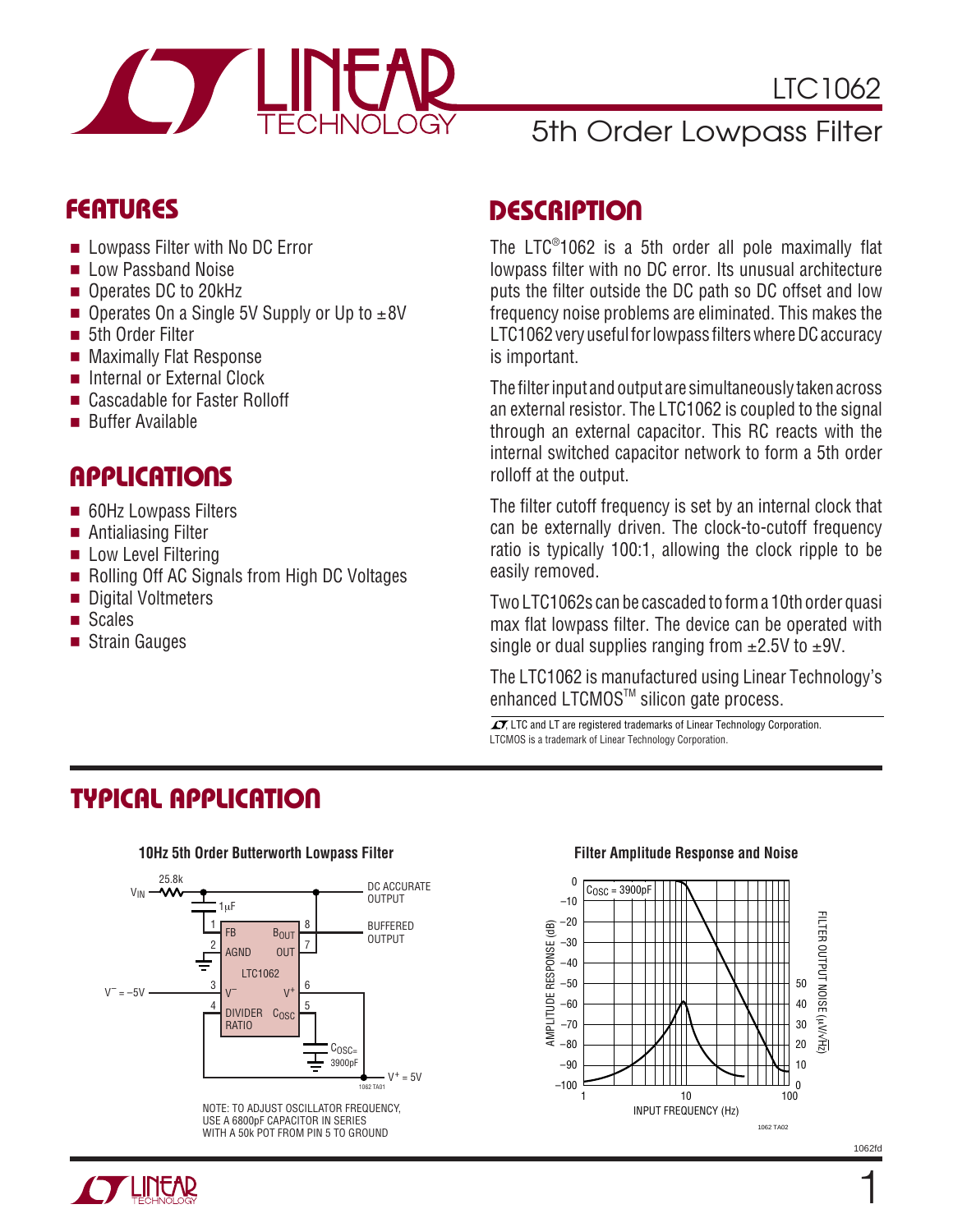# LTC1062

## 5th Order Lowpass Filter

## FEATURES

- Lowpass Filter with No DC Error
- Low Passband Noise
- Operates DC to 20kHz
- Operates On a Single 5V Supply or Up to ±8V
- 5th Order Filter
- Maximally Flat Response
- Internal or External Clock
- Cascadable for Faster Rolloff
- Buffer Available

## APPLICATIONS

- 60Hz Lowpass Filters
- Antialiasing Filter
- Low Level Filtering
- Rolling Off AC Signals from High DC Voltages
- Digital Voltmeters
- Scales
- Strain Gauges

## DESCRIPTION

The LTC®1062 is a 5th order all pole maximally flat lowpass filter with no DC error. Its unusual architecture puts the filter outside the DC path so DC offset and low frequency noise problems are eliminated. This makes the LTC1062 very useful for lowpass filters where DC accuracy is important.

The filter input and output are simultaneously taken across an external resistor. The LTC1062 is coupled to the signal through an external capacitor. This RC reacts with the internal switched capacitor network to form a 5th order rolloff at the output.

The filter cutoff frequency is set by an internal clock that can be externally driven. The clock-to-cutoff frequency ratio is typically 100:1, allowing the clock ripple to be easily removed.

Two LTC1062s can be cascaded to form a 10th order quasi max flat lowpass filter. The device can be operated with single or dual supplies ranging from ±2.5V to ±9V.

The LTC1062 is manufactured using Linear Technology's enhanced LTCMOS™ silicon gate process.

LT, LTC and LT are registered trademarks of Linear Technology Corporation.
LTCMOS is a trademark of Linear Technology Corporation.

## TYPICAL APPLICATION

**10Hz 5th Order Butterworth Lowpass Filter**

NOTE: TO ADJUST OSCILLATOR FREQUENCY, USE A 6800pF CAPACITOR IN SERIES WITH A 50k POT FROM PIN 5 TO GROUND

**Filter Amplitude Response and Noise**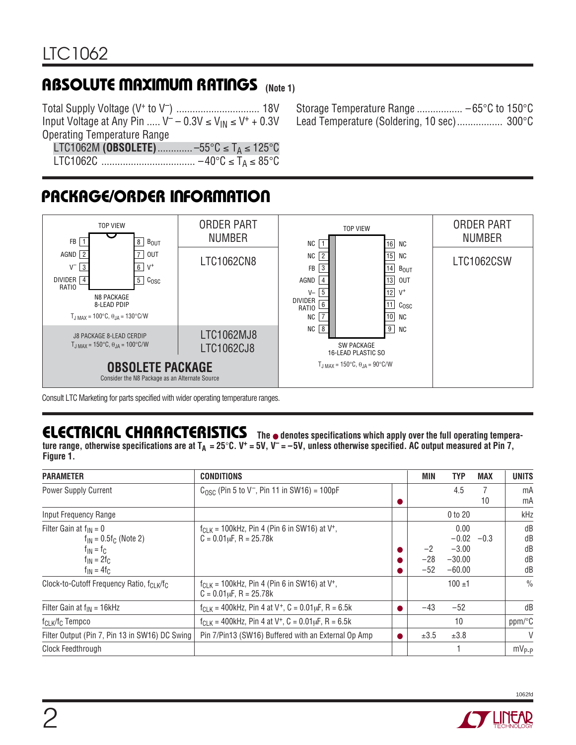## ABSOLUTE MAXIMUM RATINGS (Note 1)

Total Supply Voltage ($V^+$ to $V^-$) .............................. 18V
Input Voltage at Any Pin ..... $V^- - 0.3V \le V_{IN} \le V^+ + 0.3V$
Operating Temperature Range
LTC1062M **(OBSOLETE)** ............ $-55°C \le T_A \le 125°C$
LTC1062C .................................. $-40°C \le T_A \le 85°C$
Storage Temperature Range ................. –65°C to 150°C
Lead Temperature (Soldering, 10 sec)................. 300°C

## PACKAGE/ORDER INFORMATION

| TOP VIEW | ORDER PART NUMBER | TOP VIEW | ORDER PART NUMBER |
|---|---|---|---|
| FB 1, AGND 2, $V^-$ 3, DIVIDER RATIO 4, 5 $C_{OSC}$, 6 $V^+$, 7 OUT, 8 $B_{OUT}$<br>N8 PACKAGE 8-LEAD PDIP<br>$T_{J\,MAX} = 100°C$, $\theta_{JA} = 130°C/W$ | LTC1062CN8 | NC 1, NC 2, FB 3, AGND 4, V– 5, DIVIDER RATIO 6, NC 7, NC 8, 9 NC, 10 NC, 11 $C_{OSC}$, 12 $V^+$, 13 OUT, 14 $B_{OUT}$, 15 NC, 16 NC<br>SW PACKAGE 16-LEAD PLASTIC SO<br>$T_{J\,MAX} = 150°C$, $\theta_{JA} = 90°C/W$ | LTC1062CSW |
| J8 PACKAGE 8-LEAD CERDIP<br>$T_{J\,MAX} = 150°C$, $\theta_{JA} = 100°C/W$<br>**OBSOLETE PACKAGE**<br>Consider the N8 Package as an Alternate Source | LTC1062MJ8<br>LTC1062CJ8 | | |

Consult LTC Marketing for parts specified with wider operating temperature ranges.

## ELECTRICAL CHARACTERISTICS

**The ● denotes specifications which apply over the full operating temperature range, otherwise specifications are at $T_A = 25°C$. $V^+ = 5V$, $V^- = -5V$, unless otherwise specified. AC output measured at Pin 7, Figure 1.**

| PARAMETER | CONDITIONS | | MIN | TYP | MAX | UNITS |
|---|---|---|---|---|---|---|
| Power Supply Current | $C_{OSC}$ (Pin 5 to $V^-$, Pin 11 in SW16) = 100pF | <br>● | | 4.5 | 7<br>10 | mA<br>mA |
| Input Frequency Range | | | | 0 to 20 | | kHz |
| Filter Gain at $f_{IN} = 0$<br>$f_{IN} = 0.5f_C$ (Note 2)<br>$f_{IN} = f_C$<br>$f_{IN} = 2f_C$<br>$f_{IN} = 4f_C$ | $f_{CLK}$ = 100kHz, Pin 4 (Pin 6 in SW16) at $V^+$,<br>C = 0.01µF, R = 25.78k | <br><br>●<br>●<br>● | <br><br>–2<br>–28<br>–52 | 0.00<br>–0.02<br>–3.00<br>–30.00<br>–60.00 | <br>–0.3 | dB<br>dB<br>dB<br>dB<br>dB |
| Clock-to-Cutoff Frequency Ratio, $f_{CLK}/f_C$ | $f_{CLK}$ = 100kHz, Pin 4 (Pin 6 in SW16) at $V^+$,<br>C = 0.01µF, R = 25.78k | | | 100 ±1 | | % |
| Filter Gain at $f_{IN}$ = 16kHz | $f_{CLK}$ = 400kHz, Pin 4 at $V^+$, C = 0.01µF, R = 6.5k | ● | –43 | –52 | | dB |
| $f_{CLK}/f_C$ Tempco | $f_{CLK}$ = 400kHz, Pin 4 at $V^+$, C = 0.01µF, R = 6.5k | | | 10 | | ppm/°C |
| Filter Output (Pin 7, Pin 13 in SW16) DC Swing | Pin 7/Pin13 (SW16) Buffered with an External Op Amp | ● | ±3.5 | ±3.8 | | V |
| Clock Feedthrough | | | | 1 | | $mV_{P-P}$ |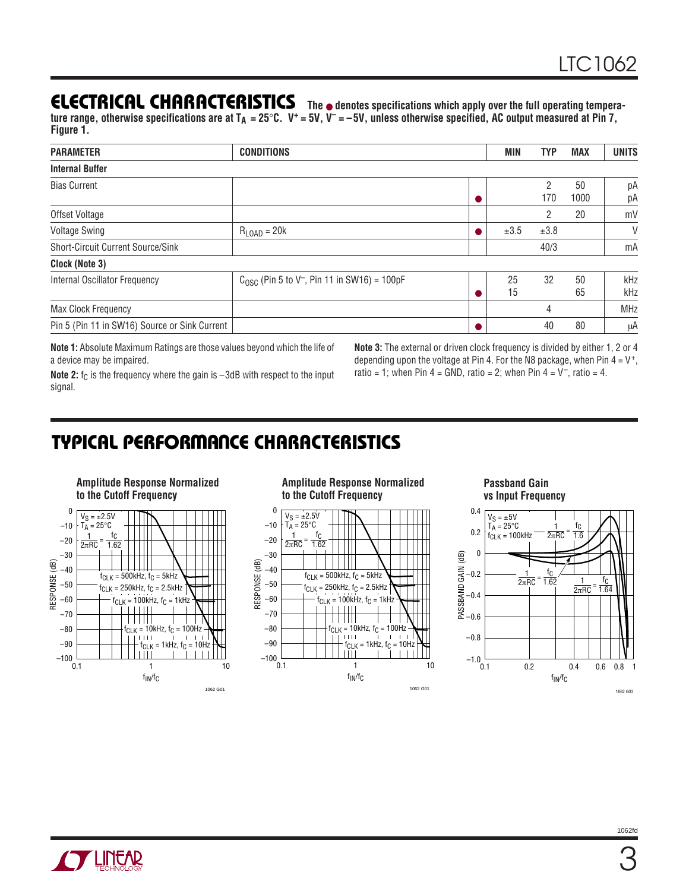## ELECTRICAL CHARACTERISTICS

**The ● denotes specifications which apply over the full operating temperature range, otherwise specifications are at $T_A$ = 25°C. $V^+$ = 5V, $V^-$ = –5V, unless otherwise specified, AC output measured at Pin 7, Figure 1.**

| PARAMETER | CONDITIONS | | MIN | TYP | MAX | UNITS |
|---|---|---|---|---|---|---|
| **Internal Buffer** | | | | | | |
| Bias Current | | | | 2 | 50 | pA |
| | | ● | | 170 | 1000 | pA |
| Offset Voltage | | | | 2 | 20 | mV |
| Voltage Swing | $R_{LOAD}$ = 20k | ● | ±3.5 | ±3.8 | | V |
| Short-Circuit Current Source/Sink | | | | 40/3 | | mA |
| **Clock (Note 3)** | | | | | | |
| Internal Oscillator Frequency | $C_{OSC}$ (Pin 5 to $V^-$, Pin 11 in SW16) = 100pF | | 25 | 32 | 50 | kHz |
| | | ● | 15 | | 65 | kHz |
| Max Clock Frequency | | | | 4 | | MHz |
| Pin 5 (Pin 11 in SW16) Source or Sink Current | | ● | | 40 | 80 | μA |

**Note 1:** Absolute Maximum Ratings are those values beyond which the life of a device may be impaired.

**Note 2:** $f_C$ is the frequency where the gain is –3dB with respect to the input signal.

**Note 3:** The external or driven clock frequency is divided by either 1, 2 or 4 depending upon the voltage at Pin 4. For the N8 package, when Pin 4 = $V^+$, ratio = 1; when Pin 4 = GND, ratio = 2; when Pin 4 = $V^-$, ratio = 4.

## TYPICAL PERFORMANCE CHARACTERISTICS

**Amplitude Response Normalized to the Cutoff Frequency**

$V_S$ = ±2.5V, $T_A$ = 25°C, $\frac{1}{2\pi RC} = \frac{f_C}{1.62}$; curves: $f_{CLK}$ = 500kHz, $f_C$ = 5kHz; $f_{CLK}$ = 250kHz, $f_C$ = 2.5kHz; $f_{CLK}$ = 100kHz, $f_C$ = 1kHz; $f_{CLK}$ = 10kHz, $f_C$ = 100Hz; $f_{CLK}$ = 1kHz, $f_C$ = 10Hz. Axes: RESPONSE (dB) vs $f_{IN}/f_C$

1062 G01

**Amplitude Response Normalized to the Cutoff Frequency**

$V_S$ = ±2.5V, $T_A$ = 25°C, $\frac{1}{2\pi RC} = \frac{f_C}{1.62}$; curves: $f_{CLK}$ = 500kHz, $f_C$ = 5kHz; $f_{CLK}$ = 250kHz, $f_C$ = 2.5kHz; $f_{CLK}$ = 100kHz, $f_C$ = 1kHz; $f_{CLK}$ = 10kHz, $f_C$ = 100Hz; $f_{CLK}$ = 1kHz, $f_C$ = 10Hz. Axes: RESPONSE (dB) vs $f_{IN}/f_C$

1062 G01

**Passband Gain vs Input Frequency**

$V_S$ = ±5V, $T_A$ = 25°C, $f_{CLK}$ = 100kHz; curves: $\frac{1}{2\pi RC} = \frac{f_C}{1.6}$, $\frac{1}{2\pi RC} = \frac{f_C}{1.62}$, $\frac{1}{2\pi RC} = \frac{f_C}{1.64}$. Axes: PASSBAND GAIN (dB) vs $f_{IN}/f_C$

1062 G03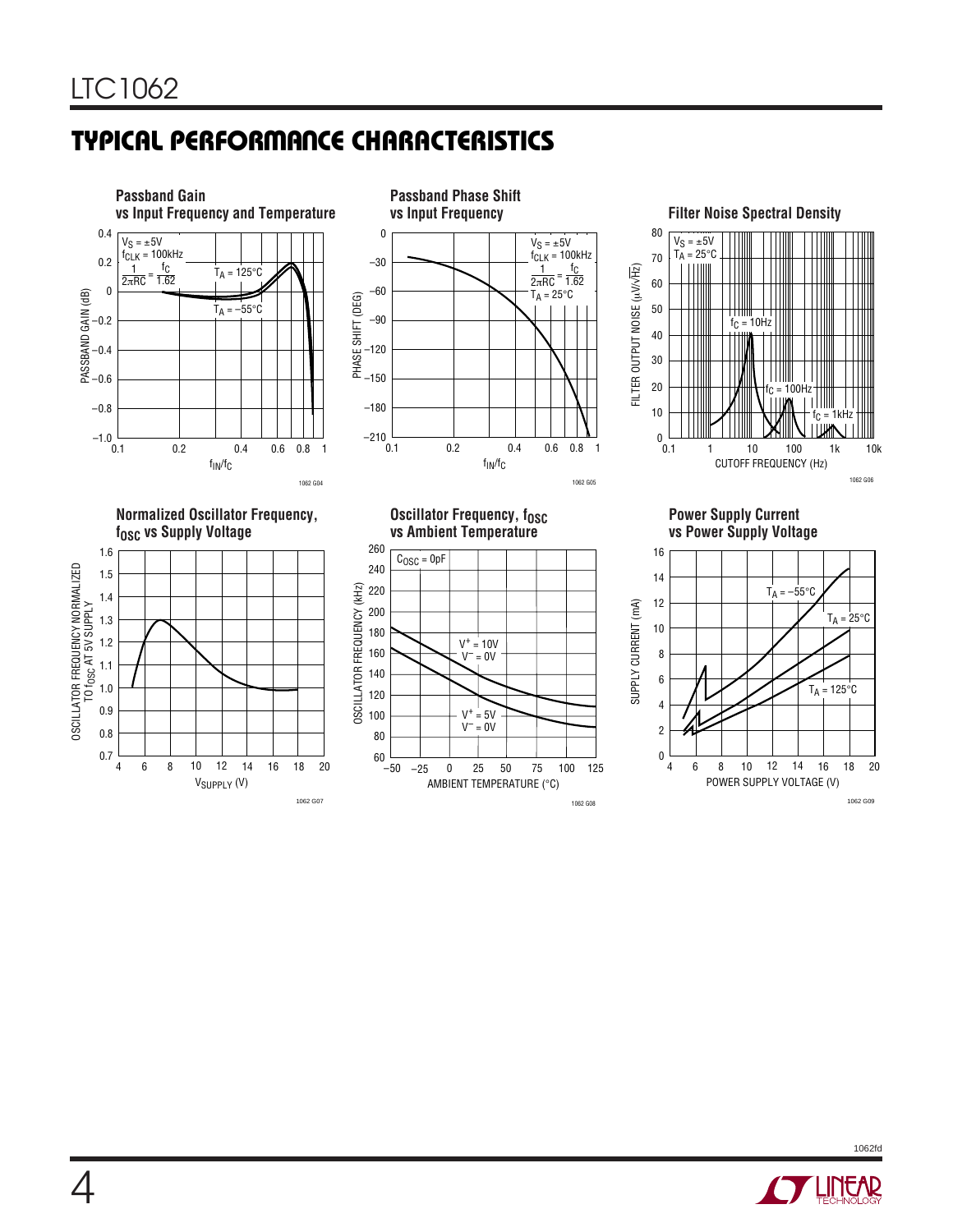## TYPICAL PERFORMANCE CHARACTERISTICS

**Passband Gain vs Input Frequency and Temperature**

$V_S = \pm 5V$
$f_{CLK} = 100kHz$
$\frac{1}{2\pi RC} = \frac{f_C}{1.62}$
$T_A = 125°C$
$T_A = -55°C$

PASSBAND GAIN (dB)

$f_{IN}/f_C$

1062 G04

**Passband Phase Shift vs Input Frequency**

$V_S = \pm 5V$
$f_{CLK} = 100kHz$
$\frac{1}{2\pi RC} = \frac{f_C}{1.62}$
$T_A = 25°C$

PHASE SHIFT (DEG)

$f_{IN}/f_C$

1062 G05

**Filter Noise Spectral Density**

$V_S = \pm 5V$
$T_A = 25°C$
$f_C = 10Hz$
$f_C = 100Hz$
$f_C = 1kHz$

FILTER OUTPUT NOISE ($\mu V/\sqrt{Hz}$)

CUTOFF FREQUENCY (Hz)

1062 G06

**Normalized Oscillator Frequency, $f_{OSC}$ vs Supply Voltage**

OSCILLATOR FREQUENCY NORMALIZED TO $f_{OSC}$ AT 5V SUPPLY

$V_{SUPPLY}$ (V)

1062 G07

**Oscillator Frequency, $f_{OSC}$ vs Ambient Temperature**

$C_{OSC} = 0pF$
$V^+ = 10V$, $V^- = 0V$
$V^+ = 5V$, $V^- = 0V$

OSCILLATOR FREQUENCY (kHz)

AMBIENT TEMPERATURE (°C)

1062 G08

**Power Supply Current vs Power Supply Voltage**

$T_A = -55°C$
$T_A = 25°C$
$T_A = 125°C$

SUPPLY CURRENT (mA)

POWER SUPPLY VOLTAGE (V)

1062 G09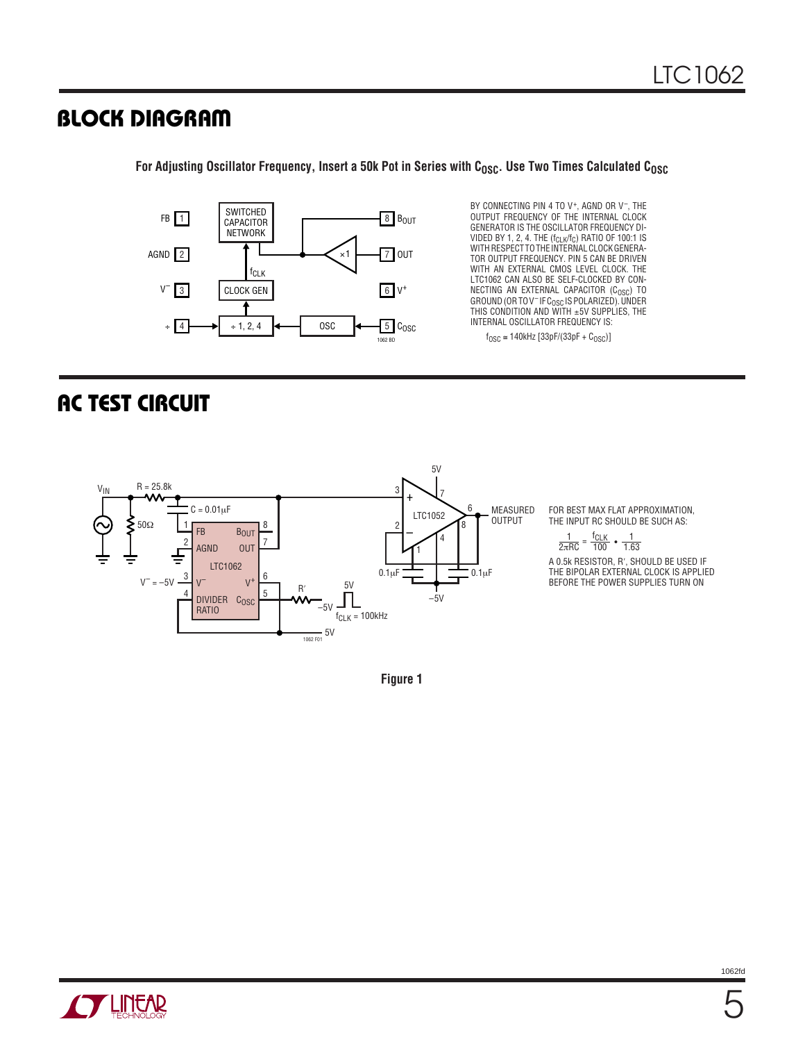## BLOCK DIAGRAM

**For Adjusting Oscillator Frequency, Insert a 50k Pot in Series with $C_{OSC}$. Use Two Times Calculated $C_{OSC}$**

BY CONNECTING PIN 4 TO $V^+$, AGND OR $V^-$, THE OUTPUT FREQUENCY OF THE INTERNAL CLOCK GENERATOR IS THE OSCILLATOR FREQUENCY DIVIDED BY 1, 2, 4. THE ($f_{CLK}/f_C$) RATIO OF 100:1 IS WITH RESPECT TO THE INTERNAL CLOCK GENERATOR OUTPUT FREQUENCY. PIN 5 CAN BE DRIVEN WITH AN EXTERNAL CMOS LEVEL CLOCK. THE LTC1062 CAN ALSO BE SELF-CLOCKED BY CONNECTING AN EXTERNAL CAPACITOR ($C_{OSC}$) TO GROUND (OR TO $V^-$ IF $C_{OSC}$ IS POLARIZED). UNDER THIS CONDITION AND WITH ±5V SUPPLIES, THE INTERNAL OSCILLATOR FREQUENCY IS:

$$f_{OSC} \cong 140\text{kHz } [33\text{pF}/(33\text{pF} + C_{OSC})]$$

## AC TEST CIRCUIT

FOR BEST MAX FLAT APPROXIMATION, THE INPUT RC SHOULD BE SUCH AS:

$$\frac{1}{2\pi RC} = \frac{f_{CLK}}{100} \bullet \frac{1}{1.63}$$

A 0.5k RESISTOR, R′, SHOULD BE USED IF THE BIPOLAR EXTERNAL CLOCK IS APPLIED BEFORE THE POWER SUPPLIES TURN ON

**Figure 1**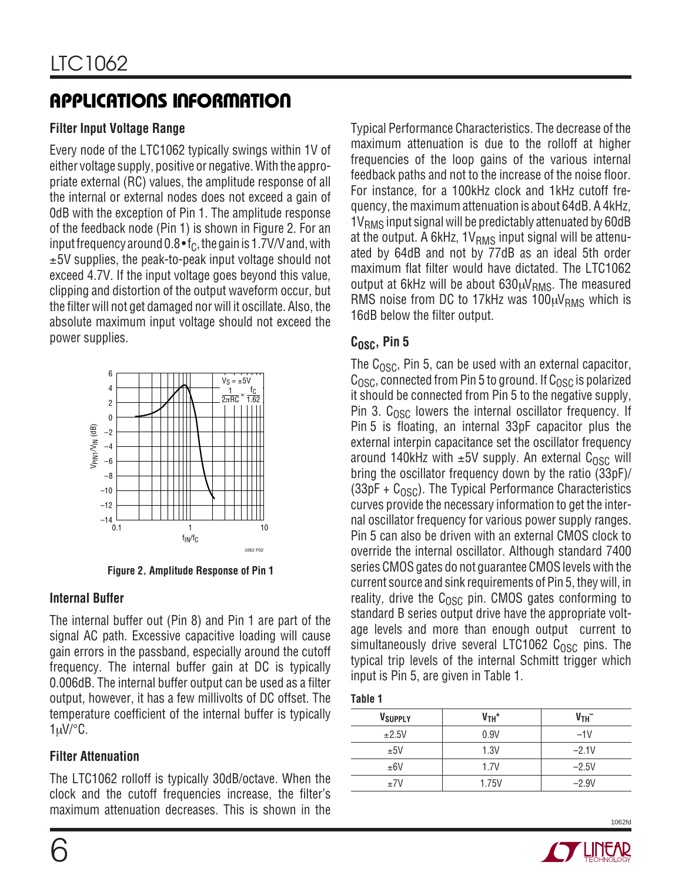## APPLICATIONS INFORMATION

### Filter Input Voltage Range

Every node of the LTC1062 typically swings within 1V of either voltage supply, positive or negative. With the appropriate external (RC) values, the amplitude response of all the internal or external nodes does not exceed a gain of 0dB with the exception of Pin 1. The amplitude response of the feedback node (Pin 1) is shown in Figure 2. For an input frequency around $0.8 \bullet f_C$, the gain is 1.7V/V and, with ±5V supplies, the peak-to-peak input voltage should not exceed 4.7V. If the input voltage goes beyond this value, clipping and distortion of the output waveform occur, but the filter will not get damaged nor will it oscillate. Also, the absolute maximum input voltage should not exceed the power supplies.

Figure 2. Amplitude Response of Pin 1

### Internal Buffer

The internal buffer out (Pin 8) and Pin 1 are part of the signal AC path. Excessive capacitive loading will cause gain errors in the passband, especially around the cutoff frequency. The internal buffer gain at DC is typically 0.006dB. The internal buffer output can be used as a filter output, however, it has a few millivolts of DC offset. The temperature coefficient of the internal buffer is typically 1μV/°C.

### Filter Attenuation

The LTC1062 rolloff is typically 30dB/octave. When the clock and the cutoff frequencies increase, the filter's maximum attenuation decreases. This is shown in the Typical Performance Characteristics. The decrease of the maximum attenuation is due to the rolloff at higher frequencies of the loop gains of the various internal feedback paths and not to the increase of the noise floor. For instance, for a 100kHz clock and 1kHz cutoff frequency, the maximum attenuation is about 64dB. A 4kHz, $1V_{RMS}$ input signal will be predictably attenuated by 60dB at the output. A 6kHz, $1V_{RMS}$ input signal will be attenuated by 64dB and not by 77dB as an ideal 5th order maximum flat filter would have dictated. The LTC1062 output at 6kHz will be about $630\mu V_{RMS}$. The measured RMS noise from DC to 17kHz was $100\mu V_{RMS}$ which is 16dB below the filter output.

### $C_{OSC}$, Pin 5

The $C_{OSC}$, Pin 5, can be used with an external capacitor, $C_{OSC}$, connected from Pin 5 to ground. If $C_{OSC}$ is polarized it should be connected from Pin 5 to the negative supply, Pin 3. $C_{OSC}$ lowers the internal oscillator frequency. If Pin 5 is floating, an internal 33pF capacitor plus the external interpin capacitance set the oscillator frequency around 140kHz with ±5V supply. An external $C_{OSC}$ will bring the oscillator frequency down by the ratio (33pF)/(33pF + $C_{OSC}$). The Typical Performance Characteristics curves provide the necessary information to get the internal oscillator frequency for various power supply ranges. Pin 5 can also be driven with an external CMOS clock to override the internal oscillator. Although standard 7400 series CMOS gates do not guarantee CMOS levels with the current source and sink requirements of Pin 5, they will, in reality, drive the $C_{OSC}$ pin. CMOS gates conforming to standard B series output drive have the appropriate voltage levels and more than enough output current to simultaneously drive several LTC1062 $C_{OSC}$ pins. The typical trip levels of the internal Schmitt trigger which input is Pin 5, are given in Table 1.

**Table 1**

| $V_{SUPPLY}$ | $V_{TH}^+$ | $V_{TH}^-$ |
|---|---|---|
| ±2.5V | 0.9V | –1V |
| ±5V | 1.3V | –2.1V |
| ±6V | 1.7V | –2.5V |
| ±7V | 1.75V | –2.9V |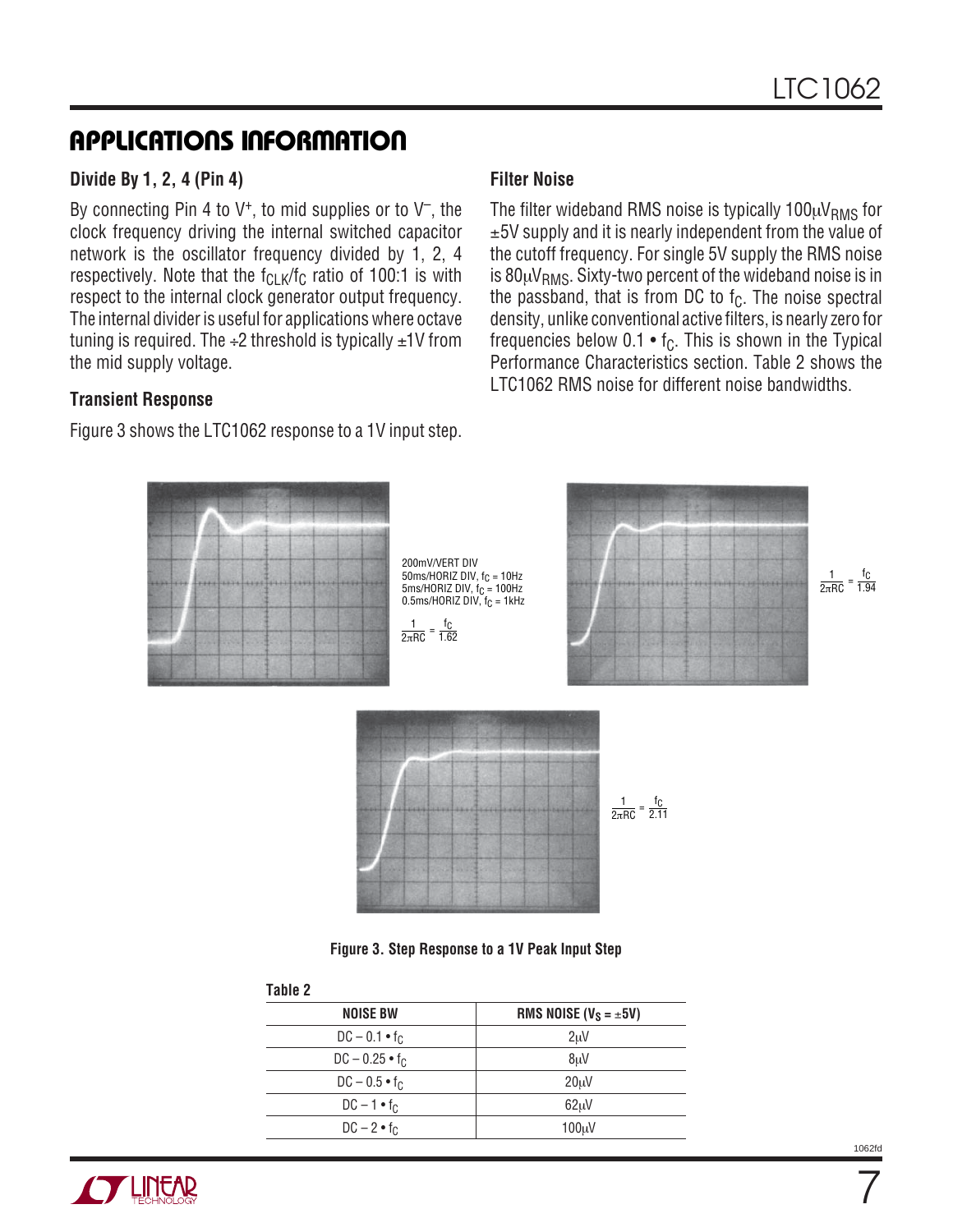## APPLICATIONS INFORMATION

### Divide By 1, 2, 4 (Pin 4)

By connecting Pin 4 to $V^+$, to mid supplies or to $V^-$, the clock frequency driving the internal switched capacitor network is the oscillator frequency divided by 1, 2, 4 respectively. Note that the $f_{CLK}/f_C$ ratio of 100:1 is with respect to the internal clock generator output frequency. The internal divider is useful for applications where octave tuning is required. The ÷2 threshold is typically ±1V from the mid supply voltage.

### Transient Response

Figure 3 shows the LTC1062 response to a 1V input step.

### Filter Noise

The filter wideband RMS noise is typically $100\mu V_{RMS}$ for ±5V supply and it is nearly independent from the value of the cutoff frequency. For single 5V supply the RMS noise is $80\mu V_{RMS}$. Sixty-two percent of the wideband noise is in the passband, that is from DC to $f_C$. The noise spectral density, unlike conventional active filters, is nearly zero for frequencies below $0.1 \bullet f_C$. This is shown in the Typical Performance Characteristics section. Table 2 shows the LTC1062 RMS noise for different noise bandwidths.

200mV/VERT DIV
50ms/HORIZ DIV, $f_C$ = 10Hz
5ms/HORIZ DIV, $f_C$ = 100Hz
0.5ms/HORIZ DIV, $f_C$ = 1kHz

$\frac{1}{2\pi RC} = \frac{f_C}{1.62}$

$\frac{1}{2\pi RC} = \frac{f_C}{1.94}$

$\frac{1}{2\pi RC} = \frac{f_C}{2.11}$

**Figure 3. Step Response to a 1V Peak Input Step**

**Table 2**

| NOISE BW | RMS NOISE ($V_S$ = ±5V) |
|---|---|
| DC – $0.1 \bullet f_C$ | 2μV |
| DC – $0.25 \bullet f_C$ | 8μV |
| DC – $0.5 \bullet f_C$ | 20μV |
| DC – $1 \bullet f_C$ | 62μV |
| DC – $2 \bullet f_C$ | 100μV |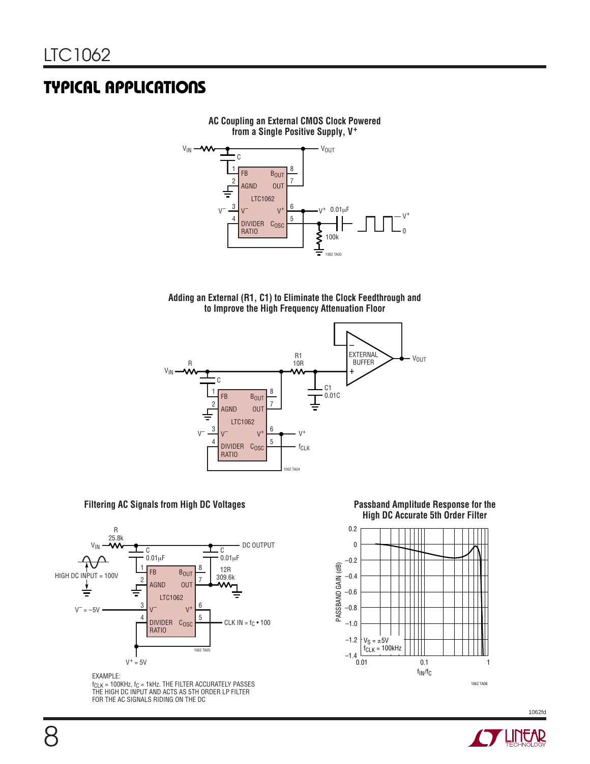## TYPICAL APPLICATIONS

**AC Coupling an External CMOS Clock Powered from a Single Positive Supply, V+**

**Adding an External (R1, C1) to Eliminate the Clock Feedthrough and to Improve the High Frequency Attenuation Floor**

**Filtering AC Signals from High DC Voltages**

EXAMPLE:
$f_{CLK}$ = 100KHz, $f_C$ = 1kHz. THE FILTER ACCURATELY PASSES THE HIGH DC INPUT AND ACTS AS 5TH ORDER LP FILTER FOR THE AC SIGNALS RIDING ON THE DC

**Passband Amplitude Response for the High DC Accurate 5th Order Filter**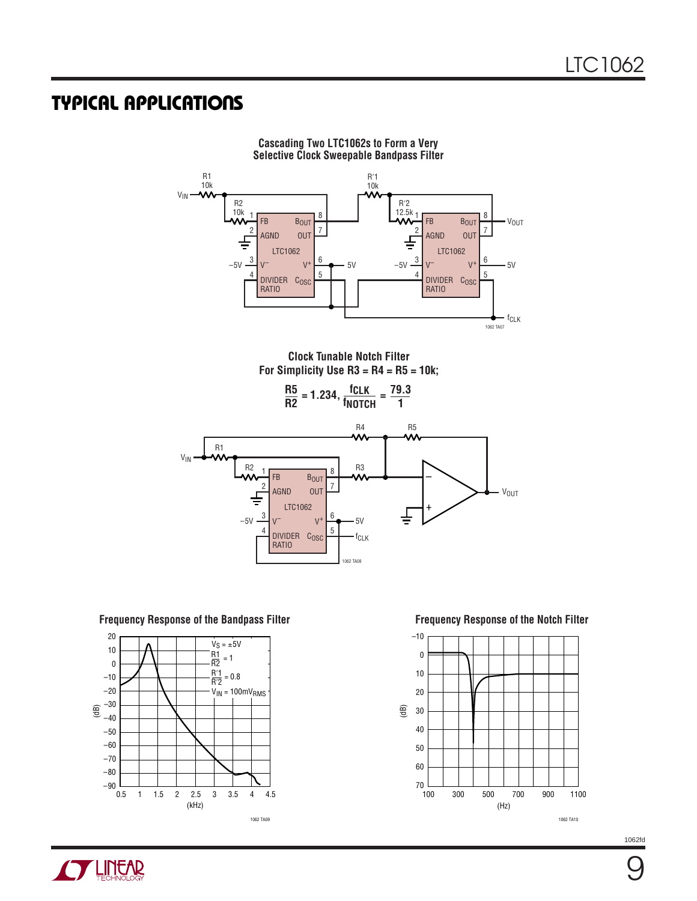## TYPICAL APPLICATIONS

**Cascading Two LTC1062s to Form a Very Selective Clock Sweepable Bandpass Filter**

**Clock Tunable Notch Filter**
**For Simplicity Use R3 = R4 = R5 = 10k;**

$$\frac{R5}{R2} = 1.234, \frac{f_{CLK}}{f_{NOTCH}} = \frac{79.3}{1}$$

**Frequency Response of the Bandpass Filter**

$V_S = \pm 5V$, $\frac{R1}{R2} = 1$, $\frac{R'1}{R'2} = 0.8$, $V_{IN} = 100mV_{RMS}$

**Frequency Response of the Notch Filter**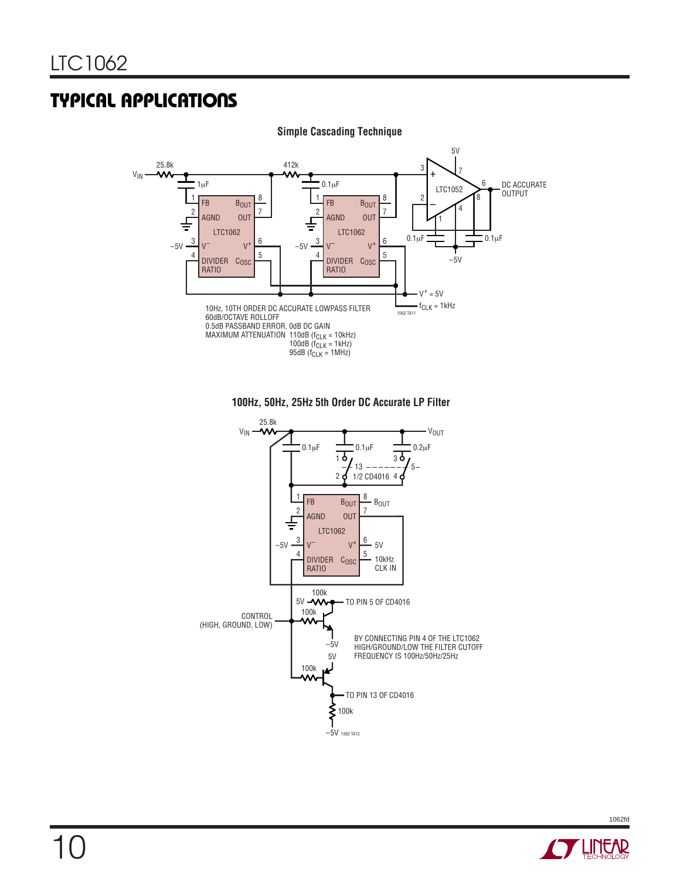## TYPICAL APPLICATIONS

**Simple Cascading Technique**

10Hz, 10TH ORDER DC ACCURATE LOWPASS FILTER
60dB/OCTAVE ROLLOFF
0.5dB PASSBAND ERROR, 0dB DC GAIN
MAXIMUM ATTENUATION 110dB ($f_{CLK}$ = 10kHz)
100dB ($f_{CLK}$ = 1kHz)
95dB ($f_{CLK}$ = 1MHz)

**100Hz, 50Hz, 25Hz 5th Order DC Accurate LP Filter**

BY CONNECTING PIN 4 OF THE LTC1062 HIGH/GROUND/LOW THE FILTER CUTOFF FREQUENCY IS 100Hz/50Hz/25Hz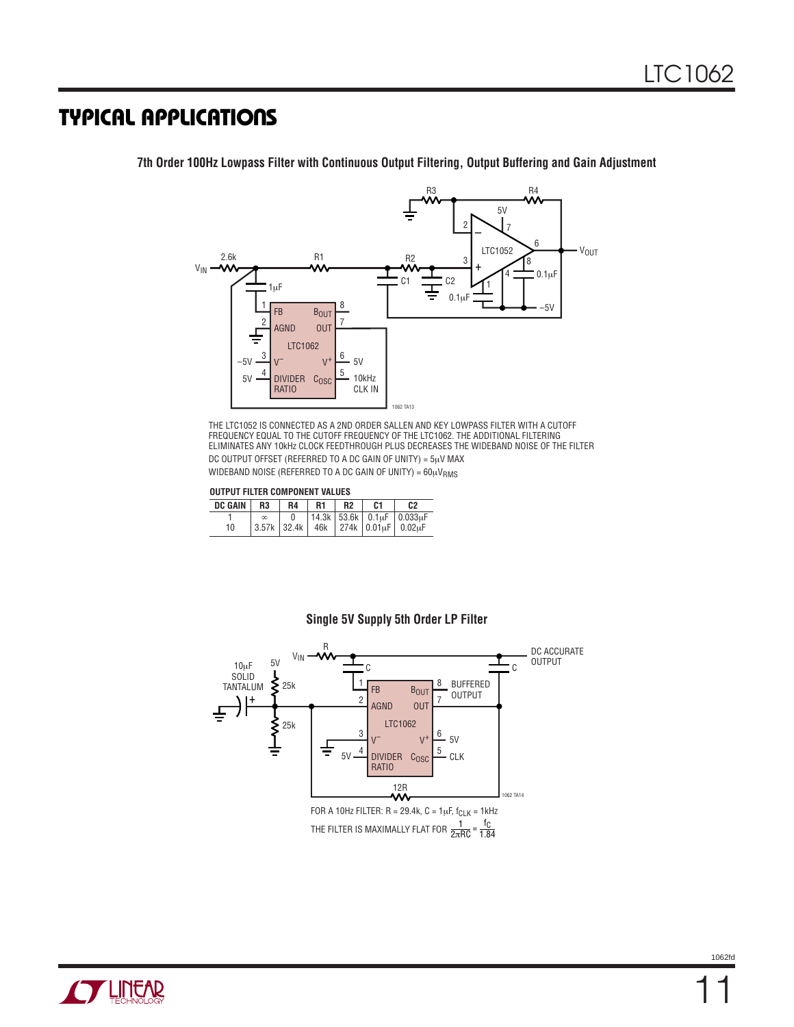## TYPICAL APPLICATIONS

**7th Order 100Hz Lowpass Filter with Continuous Output Filtering, Output Buffering and Gain Adjustment**

THE LTC1052 IS CONNECTED AS A 2ND ORDER SALLEN AND KEY LOWPASS FILTER WITH A CUTOFF FREQUENCY EQUAL TO THE CUTOFF FREQUENCY OF THE LTC1062. THE ADDITIONAL FILTERING ELIMINATES ANY 10kHz CLOCK FEEDTHROUGH PLUS DECREASES THE WIDEBAND NOISE OF THE FILTER

DC OUTPUT OFFSET (REFERRED TO A DC GAIN OF UNITY) = 5μV MAX

WIDEBAND NOISE (REFERRED TO A DC GAIN OF UNITY) = $60\mu V_{RMS}$

**OUTPUT FILTER COMPONENT VALUES**

| DC GAIN | R3 | R4 | R1 | R2 | C1 | C2 |
|---|---|---|---|---|---|---|
| 1 | ∞ | 0 | 14.3k | 53.6k | 0.1μF | 0.033μF |
| 10 | 3.57k | 32.4k | 46k | 274k | 0.01μF | 0.02μF |

**Single 5V Supply 5th Order LP Filter**

FOR A 10Hz FILTER: R = 29.4k, C = 1μF, $f_{CLK}$ = 1kHz

THE FILTER IS MAXIMALLY FLAT FOR $\frac{1}{2\pi RC} = \frac{f_C}{1.84}$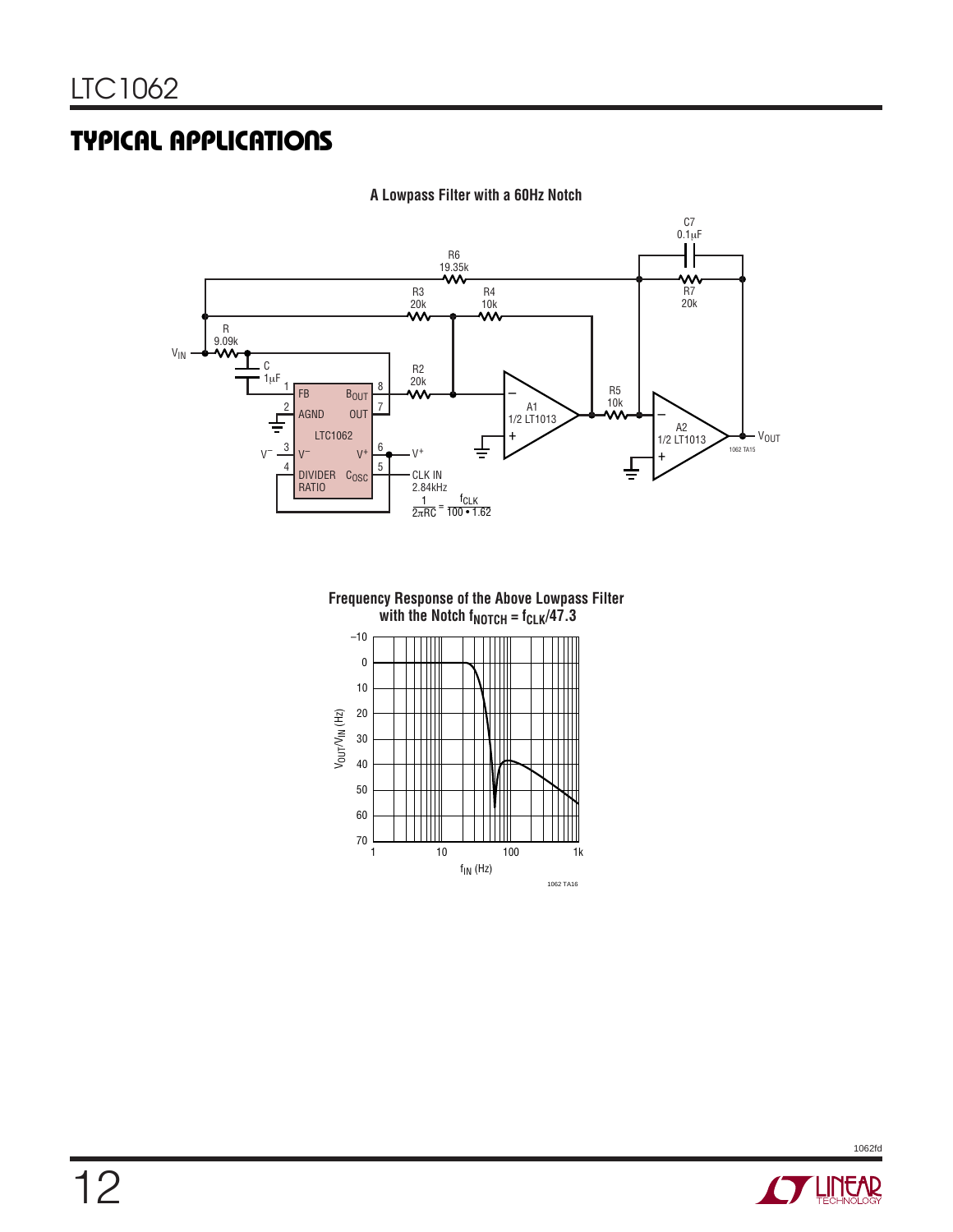## TYPICAL APPLICATIONS

**A Lowpass Filter with a 60Hz Notch**

R6 19.35k

C7 0.1µF

R7 20k

R3 20k

R4 10k

R 9.09k

$V_{IN}$

C 1µF

R2 20k

R5 10k

A1 1/2 LT1013

A2 1/2 LT1013

$V_{OUT}$

LTC1062: 1 FB, 2 AGND, 3 $V^-$, 4 DIVIDER RATIO, 5 $C_{OSC}$, 6 $V^+$, 7 OUT, 8 $B_{OUT}$

CLK IN 2.84kHz

$$\frac{1}{2\pi RC} = \frac{f_{CLK}}{100 \cdot 1.62}$$

1062 TA15

**Frequency Response of the Above Lowpass Filter with the Notch $f_{NOTCH} = f_{CLK}/47.3$**

$V_{OUT}/V_{IN}$ (Hz): –10, 0, 10, 20, 30, 40, 50, 60, 70

$f_{IN}$ (Hz): 1, 10, 100, 1k

1062 TA16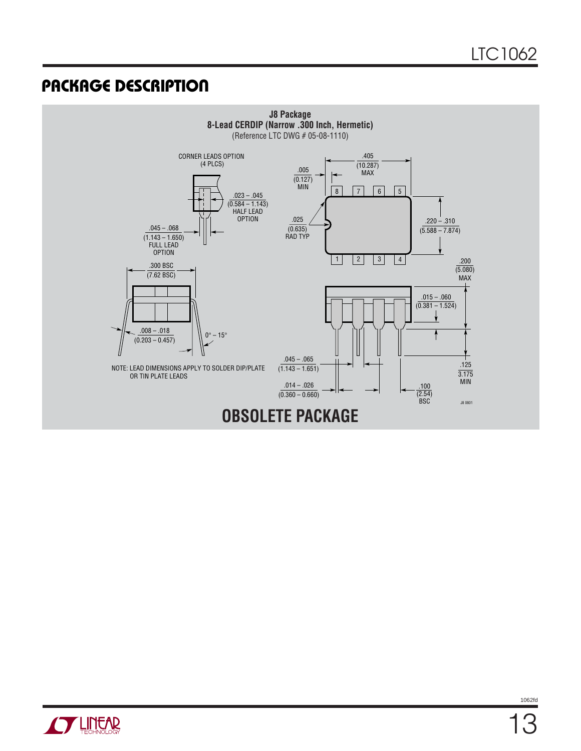## PACKAGE DESCRIPTION

**J8 Package**
**8-Lead CERDIP (Narrow .300 Inch, Hermetic)**
(Reference LTC DWG # 05-08-1110)

CORNER LEADS OPTION (4 PLCS)

.023 – .045 (0.584 – 1.143) HALF LEAD OPTION

.045 – .068 (1.143 – 1.650) FULL LEAD OPTION

.005 (0.127) MIN

.405 (10.287) MAX

.025 (0.635) RAD TYP

.220 – .310 (5.588 – 7.874)

.300 BSC (7.62 BSC)

.200 (5.080) MAX

.015 – .060 (0.381 – 1.524)

.008 – .018 (0.203 – 0.457)

0° – 15°

NOTE: LEAD DIMENSIONS APPLY TO SOLDER DIP/PLATE OR TIN PLATE LEADS

.045 – .065 (1.143 – 1.651)

.014 – .026 (0.360 – 0.660)

.100 (2.54) BSC

.125 3.175 MIN

J8 0801

**OBSOLETE PACKAGE**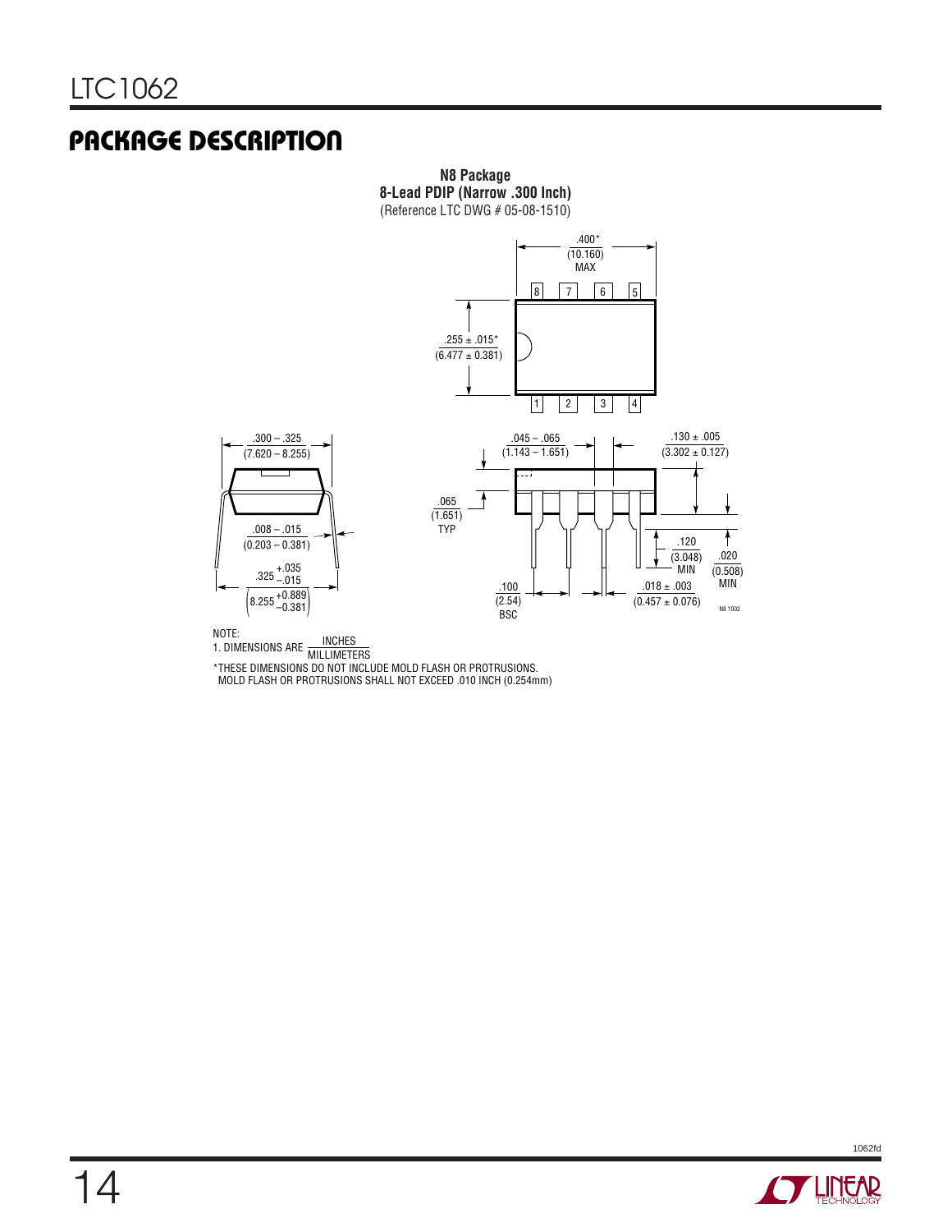## PACKAGE DESCRIPTION

**N8 Package**
**8-Lead PDIP (Narrow .300 Inch)**
(Reference LTC DWG # 05-08-1510)

.400* (10.160) MAX

.255 ± .015* (6.477 ± 0.381)

.300 – .325 (7.620 – 8.255)

.008 – .015 (0.203 – 0.381)

$.325^{+.035}_{-.015}$ $\left(8.255^{+0.889}_{-0.381}\right)$

.045 – .065 (1.143 – 1.651)

.130 ± .005 (3.302 ± 0.127)

.065 (1.651) TYP

.120 (3.048) MIN

.020 (0.508) MIN

.100 (2.54) BSC

.018 ± .003 (0.457 ± 0.076)

N8 1002

NOTE:
1. DIMENSIONS ARE $\frac{\text{INCHES}}{\text{MILLIMETERS}}$

*THESE DIMENSIONS DO NOT INCLUDE MOLD FLASH OR PROTRUSIONS.
MOLD FLASH OR PROTRUSIONS SHALL NOT EXCEED .010 INCH (0.254mm)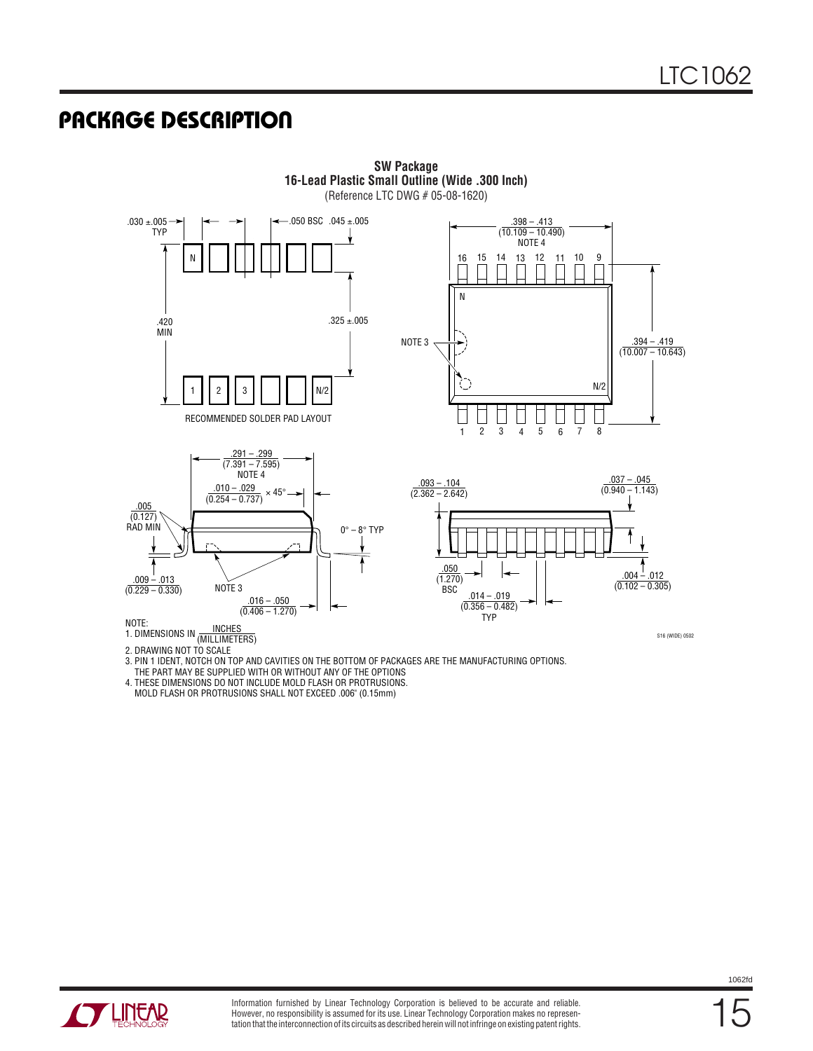## PACKAGE DESCRIPTION

**SW Package**
**16-Lead Plastic Small Outline (Wide .300 Inch)**
(Reference LTC DWG # 05-08-1620)

.030 ±.005 TYP

.050 BSC

.045 ±.005

.420 MIN

.325 ±.005

N

1 2 3 N/2

RECOMMENDED SOLDER PAD LAYOUT

.398 – .413 (10.109 – 10.490) NOTE 4

16 15 14 13 12 11 10 9

N

NOTE 3

N/2

1 2 3 4 5 6 7 8

.394 – .419 (10.007 – 10.643)

.291 – .299 (7.391 – 7.595) NOTE 4

.010 – .029 (0.254 – 0.737) × 45°

.005 (0.127) RAD MIN

0° – 8° TYP

.009 – .013 (0.229 – 0.330)

NOTE 3

.016 – .050 (0.406 – 1.270)

.093 – .104 (2.362 – 2.642)

.037 – .045 (0.940 – 1.143)

.050 (1.270) BSC

.014 – .019 (0.356 – 0.482) TYP

.004 – .012 (0.102 – 0.305)

S16 (WIDE) 0502

NOTE:
1. DIMENSIONS IN INCHES (MILLIMETERS)
2. DRAWING NOT TO SCALE
3. PIN 1 IDENT, NOTCH ON TOP AND CAVITIES ON THE BOTTOM OF PACKAGES ARE THE MANUFACTURING OPTIONS. THE PART MAY BE SUPPLIED WITH OR WITHOUT ANY OF THE OPTIONS
4. THESE DIMENSIONS DO NOT INCLUDE MOLD FLASH OR PROTRUSIONS. MOLD FLASH OR PROTRUSIONS SHALL NOT EXCEED .006" (0.15mm)

Information furnished by Linear Technology Corporation is believed to be accurate and reliable. However, no responsibility is assumed for its use. Linear Technology Corporation makes no representation that the interconnection of its circuits as described herein will not infringe on existing patent rights.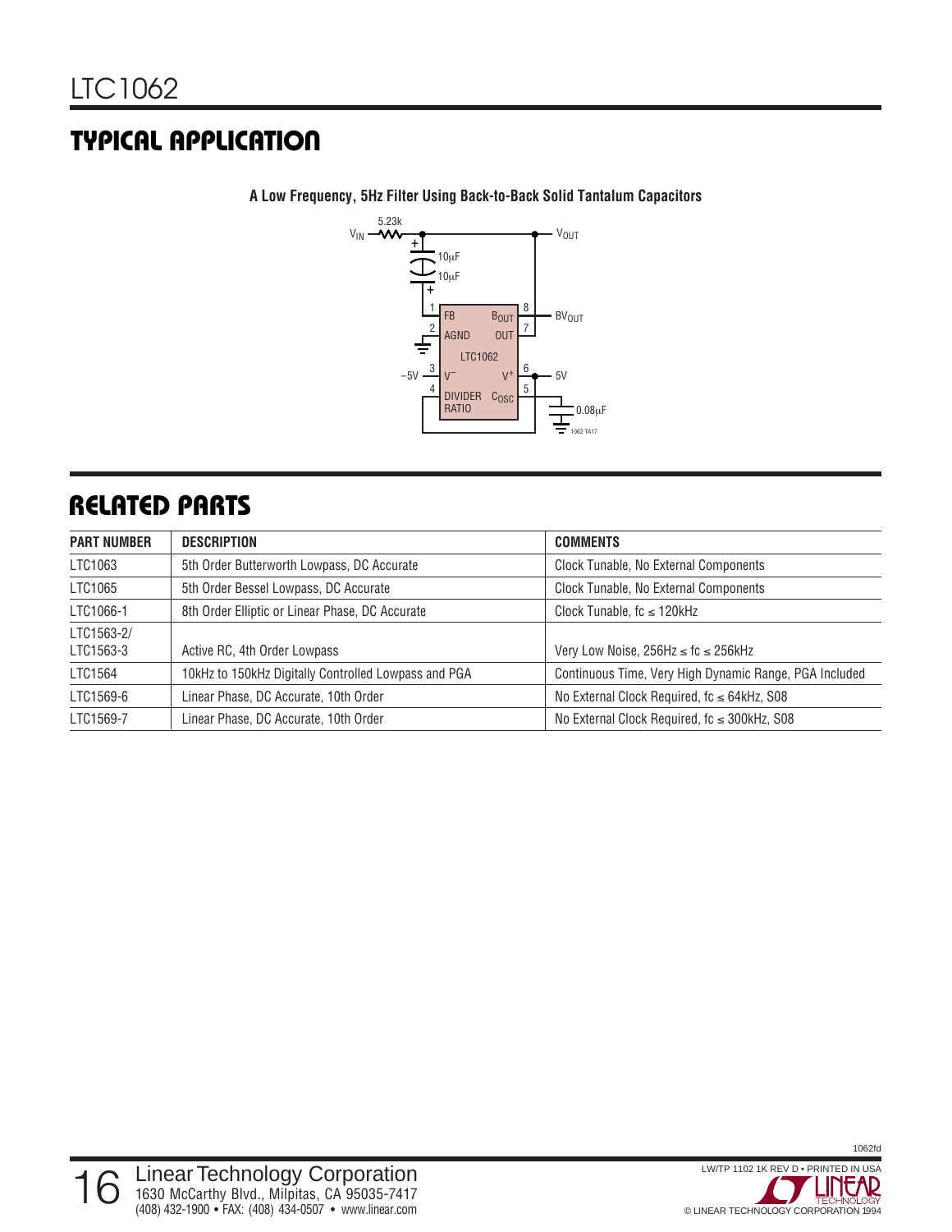## TYPICAL APPLICATION

**A Low Frequency, 5Hz Filter Using Back-to-Back Solid Tantalum Capacitors**

$V_{IN}$
5.23k
$V_{OUT}$
10µF
10µF
1 FB
2 AGND
3 $V^-$
4 DIVIDER RATIO
$B_{OUT}$ 8
OUT 7
$V^+$ 6
$C_{OSC}$ 5
LTC1062
$BV_{OUT}$
–5V
5V
0.08µF
1062 TA17

## RELATED PARTS

| PART NUMBER | DESCRIPTION | COMMENTS |
|---|---|---|
| LTC1063 | 5th Order Butterworth Lowpass, DC Accurate | Clock Tunable, No External Components |
| LTC1065 | 5th Order Bessel Lowpass, DC Accurate | Clock Tunable, No External Components |
| LTC1066-1 | 8th Order Elliptic or Linear Phase, DC Accurate | Clock Tunable, fc ≤ 120kHz |
| LTC1563-2/ LTC1563-3 | Active RC, 4th Order Lowpass | Very Low Noise, 256Hz ≤ fc ≤ 256kHz |
| LTC1564 | 10kHz to 150kHz Digitally Controlled Lowpass and PGA | Continuous Time, Very High Dynamic Range, PGA Included |
| LTC1569-6 | Linear Phase, DC Accurate, 10th Order | No External Clock Required, fc ≤ 64kHz, S08 |
| LTC1569-7 | Linear Phase, DC Accurate, 10th Order | No External Clock Required, fc ≤ 300kHz, S08 |

1062fd

Linear Technology Corporation
1630 McCarthy Blvd., Milpitas, CA 95035-7417
(408) 432-1900 • FAX: (408) 434-0507 • www.linear.com

LW/TP 1102 1K REV D • PRINTED IN USA
© LINEAR TECHNOLOGY CORPORATION 1994